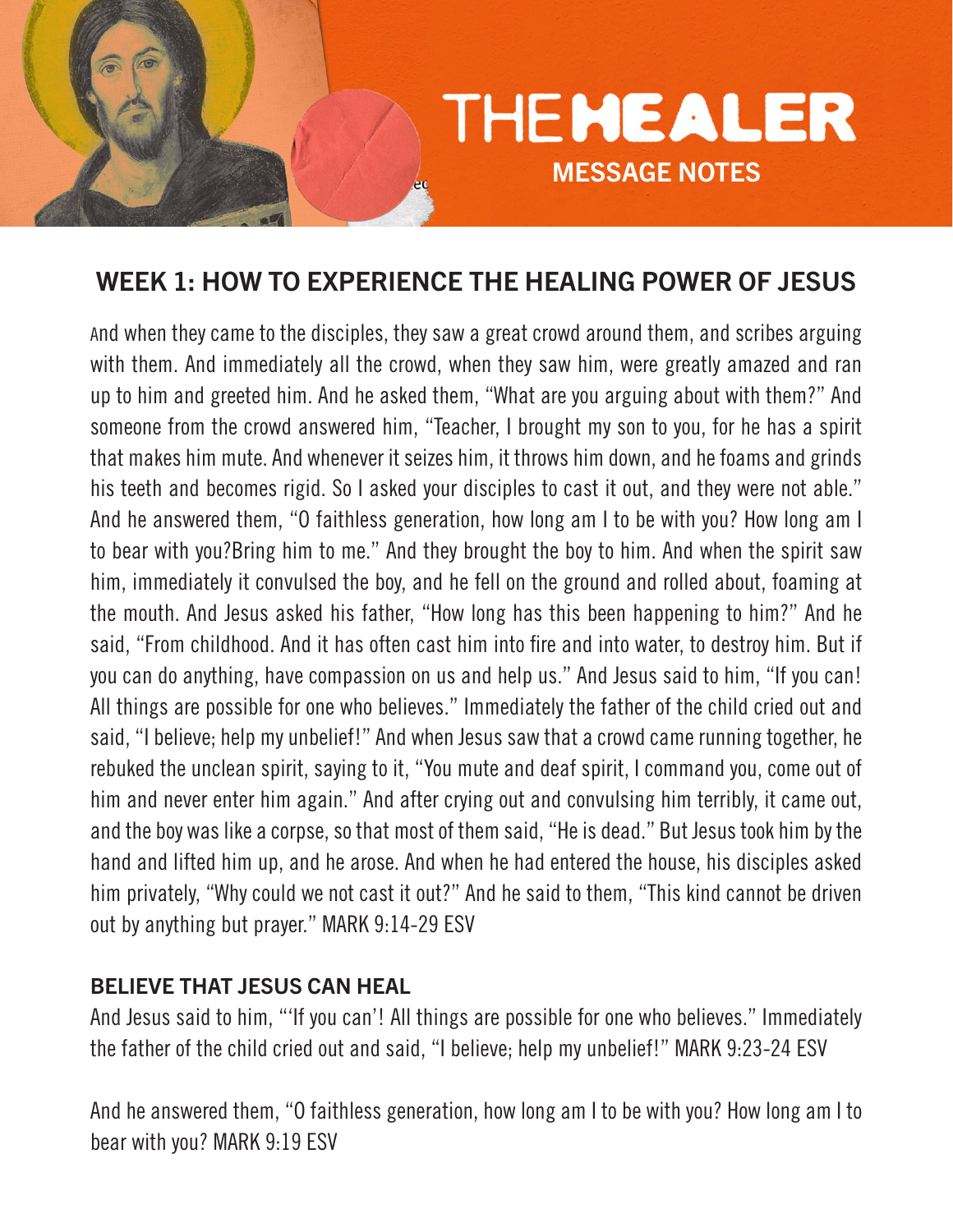# THE HEALER

MESSAGE NOTES

## WEEK 1: HOW TO EXPERIENCE THE HEALING POWER OF JESUS

And when they came to the disciples, they saw a great crowd around them, and scribes arguing with them. And immediately all the crowd, when they saw him, were greatly amazed and ran up to him and greeted him. And he asked them, "What are you arguing about with them?" And someone from the crowd answered him, "Teacher, I brought my son to you, for he has a spirit that makes him mute. And whenever it seizes him, it throws him down, and he foams and grinds his teeth and becomes rigid. So I asked your disciples to cast it out, and they were not able." And he answered them, "O faithless generation, how long am I to be with you? How long am I to bear with you?Bring him to me." And they brought the boy to him. And when the spirit saw him, immediately it convulsed the boy, and he fell on the ground and rolled about, foaming at the mouth. And Jesus asked his father, "How long has this been happening to him?" And he said, "From childhood. And it has often cast him into fire and into water, to destroy him. But if you can do anything, have compassion on us and help us." And Jesus said to him, "If you can! All things are possible for one who believes." Immediately the father of the child cried out and said, "I believe; help my unbelief!" And when Jesus saw that a crowd came running together, he rebuked the unclean spirit, saying to it, "You mute and deaf spirit, I command you, come out of him and never enter him again." And after crying out and convulsing him terribly, it came out, and the boy was like a corpse, so that most of them said, "He is dead." But Jesus took him by the hand and lifted him up, and he arose. And when he had entered the house, his disciples asked him privately, "Why could we not cast it out?" And he said to them, "This kind cannot be driven out by anything but prayer." MARK 9:14-29 ESV

### BELIEVE THAT JESUS CAN HEAL

And Jesus said to him, "'If you can'! All things are possible for one who believes." Immediately the father of the child cried out and said, "I believe; help my unbelief!" MARK 9:23-24 ESV

And he answered them, "O faithless generation, how long am I to be with you? How long am I to bear with you? MARK 9:19 ESV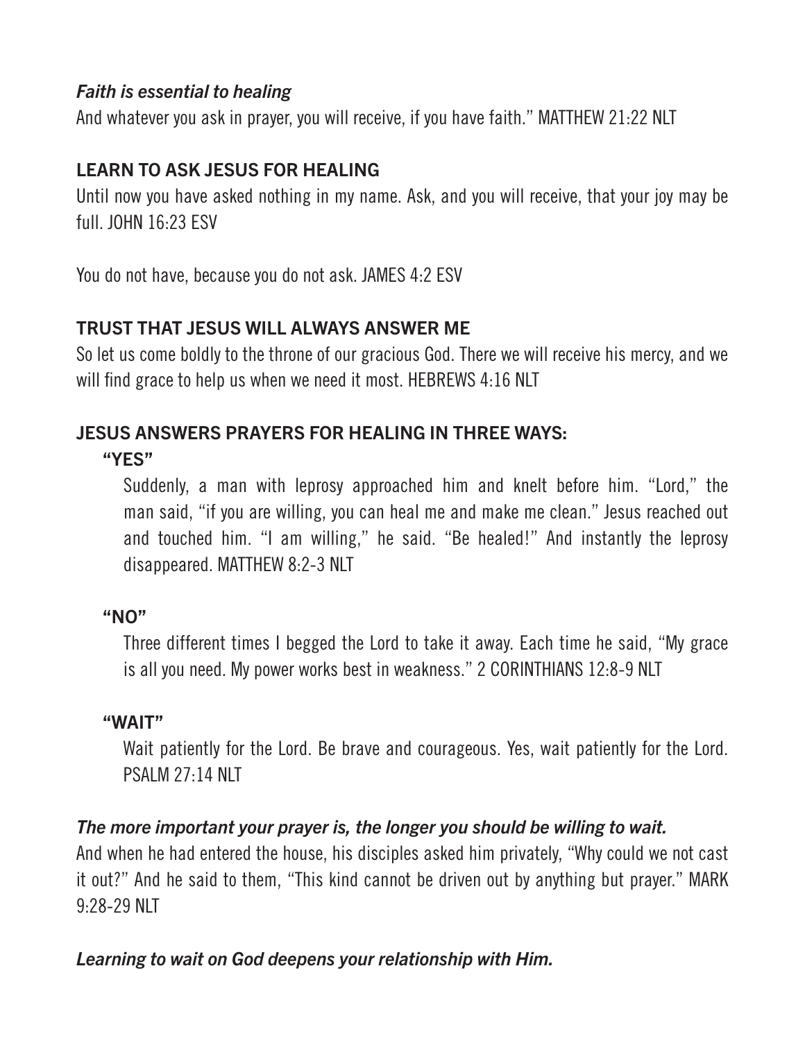***Faith is essential to healing***

And whatever you ask in prayer, you will receive, if you have faith." MATTHEW 21:22 NLT

## LEARN TO ASK JESUS FOR HEALING

Until now you have asked nothing in my name. Ask, and you will receive, that your joy may be full. JOHN 16:23 ESV

You do not have, because you do not ask. JAMES 4:2 ESV

## TRUST THAT JESUS WILL ALWAYS ANSWER ME

So let us come boldly to the throne of our gracious God. There we will receive his mercy, and we will find grace to help us when we need it most. HEBREWS 4:16 NLT

## JESUS ANSWERS PRAYERS FOR HEALING IN THREE WAYS:

### "YES"

Suddenly, a man with leprosy approached him and knelt before him. "Lord," the man said, "if you are willing, you can heal me and make me clean." Jesus reached out and touched him. "I am willing," he said. "Be healed!" And instantly the leprosy disappeared. MATTHEW 8:2-3 NLT

### "NO"

Three different times I begged the Lord to take it away. Each time he said, "My grace is all you need. My power works best in weakness." 2 CORINTHIANS 12:8-9 NLT

### "WAIT"

Wait patiently for the Lord. Be brave and courageous. Yes, wait patiently for the Lord. PSALM 27:14 NLT

***The more important your prayer is, the longer you should be willing to wait.***

And when he had entered the house, his disciples asked him privately, "Why could we not cast it out?" And he said to them, "This kind cannot be driven out by anything but prayer." MARK 9:28-29 NLT

***Learning to wait on God deepens your relationship with Him.***